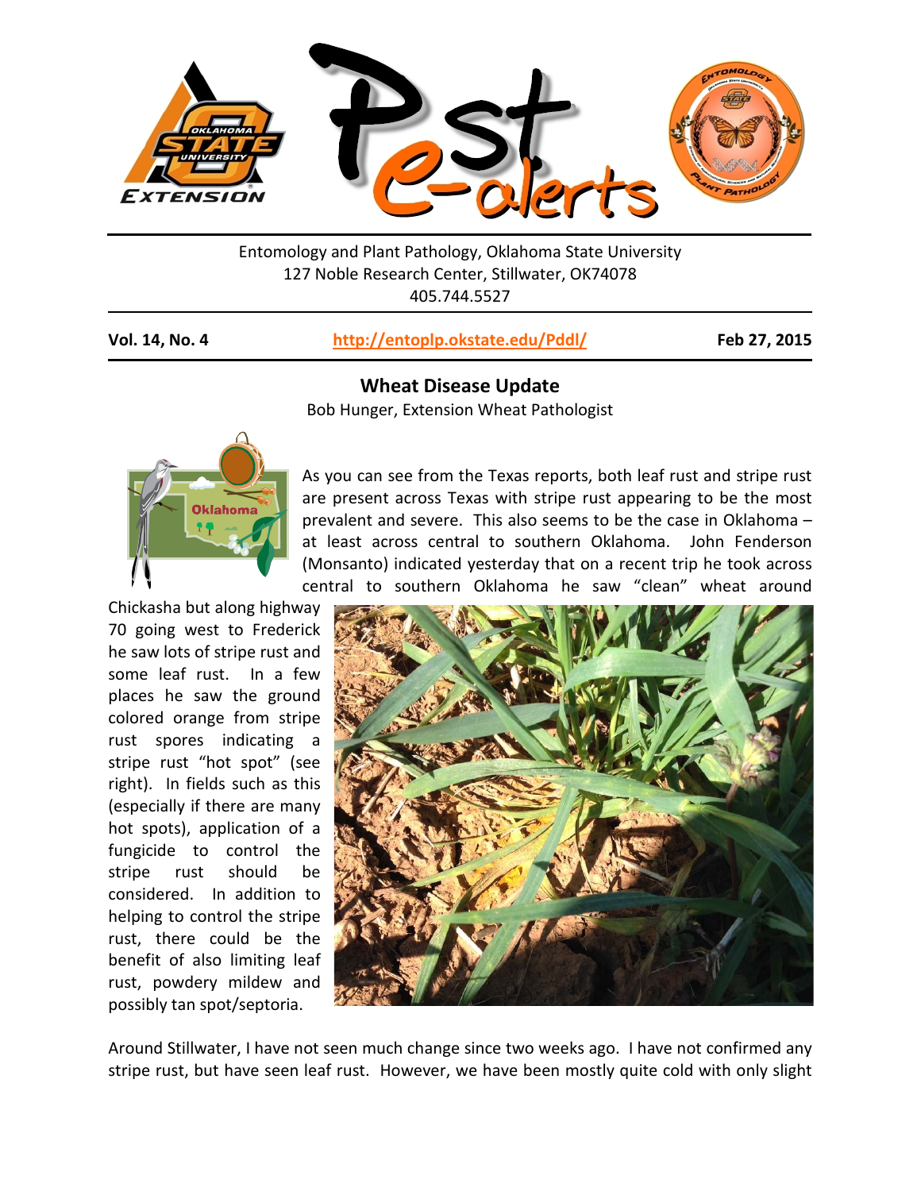Entomology and Plant Pathology, Oklahoma State University
127 Noble Research Center, Stillwater, OK74078
405.744.5527

**Vol. 14, No. 4** **http://entoplp.okstate.edu/Pddl/** **Feb 27, 2015**

## Wheat Disease Update

Bob Hunger, Extension Wheat Pathologist

As you can see from the Texas reports, both leaf rust and stripe rust are present across Texas with stripe rust appearing to be the most prevalent and severe. This also seems to be the case in Oklahoma – at least across central to southern Oklahoma. John Fenderson (Monsanto) indicated yesterday that on a recent trip he took across central to southern Oklahoma he saw "clean" wheat around Chickasha but along highway 70 going west to Frederick he saw lots of stripe rust and some leaf rust. In a few places he saw the ground colored orange from stripe rust spores indicating a stripe rust "hot spot" (see right). In fields such as this (especially if there are many hot spots), application of a fungicide to control the stripe rust should be considered. In addition to helping to control the stripe rust, there could be the benefit of also limiting leaf rust, powdery mildew and possibly tan spot/septoria.

Around Stillwater, I have not seen much change since two weeks ago. I have not confirmed any stripe rust, but have seen leaf rust. However, we have been mostly quite cold with only slight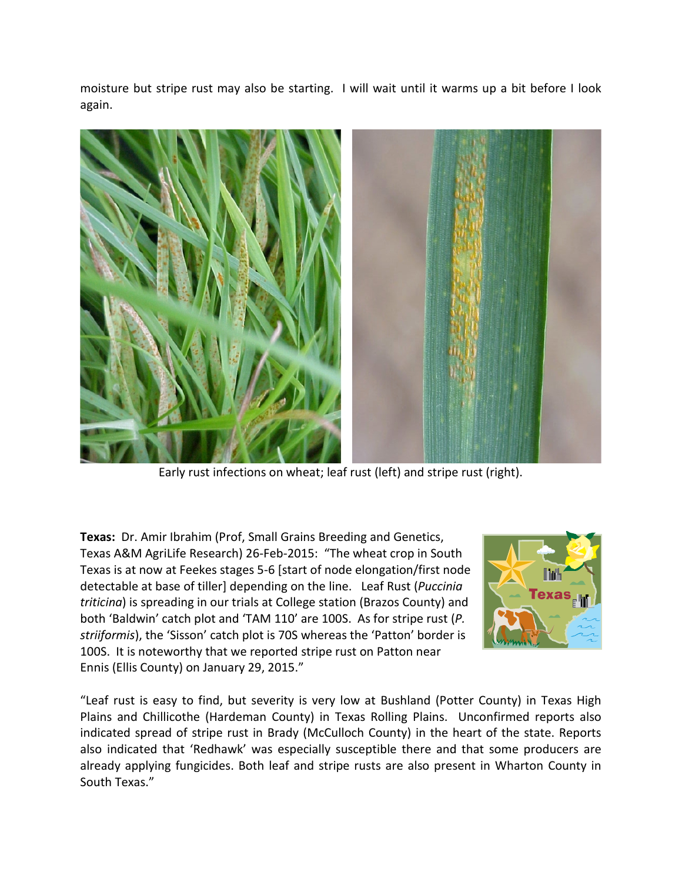moisture but stripe rust may also be starting. I will wait until it warms up a bit before I look again.

Early rust infections on wheat; leaf rust (left) and stripe rust (right).

**Texas:** Dr. Amir Ibrahim (Prof, Small Grains Breeding and Genetics, Texas A&M AgriLife Research) 26-Feb-2015: "The wheat crop in South Texas is at now at Feekes stages 5-6 [start of node elongation/first node detectable at base of tiller] depending on the line. Leaf Rust (*Puccinia triticina*) is spreading in our trials at College station (Brazos County) and both 'Baldwin' catch plot and 'TAM 110' are 100S. As for stripe rust (*P. striiformis*), the 'Sisson' catch plot is 70S whereas the 'Patton' border is 100S. It is noteworthy that we reported stripe rust on Patton near Ennis (Ellis County) on January 29, 2015."

"Leaf rust is easy to find, but severity is very low at Bushland (Potter County) in Texas High Plains and Chillicothe (Hardeman County) in Texas Rolling Plains. Unconfirmed reports also indicated spread of stripe rust in Brady (McCulloch County) in the heart of the state. Reports also indicated that 'Redhawk' was especially susceptible there and that some producers are already applying fungicides. Both leaf and stripe rusts are also present in Wharton County in South Texas."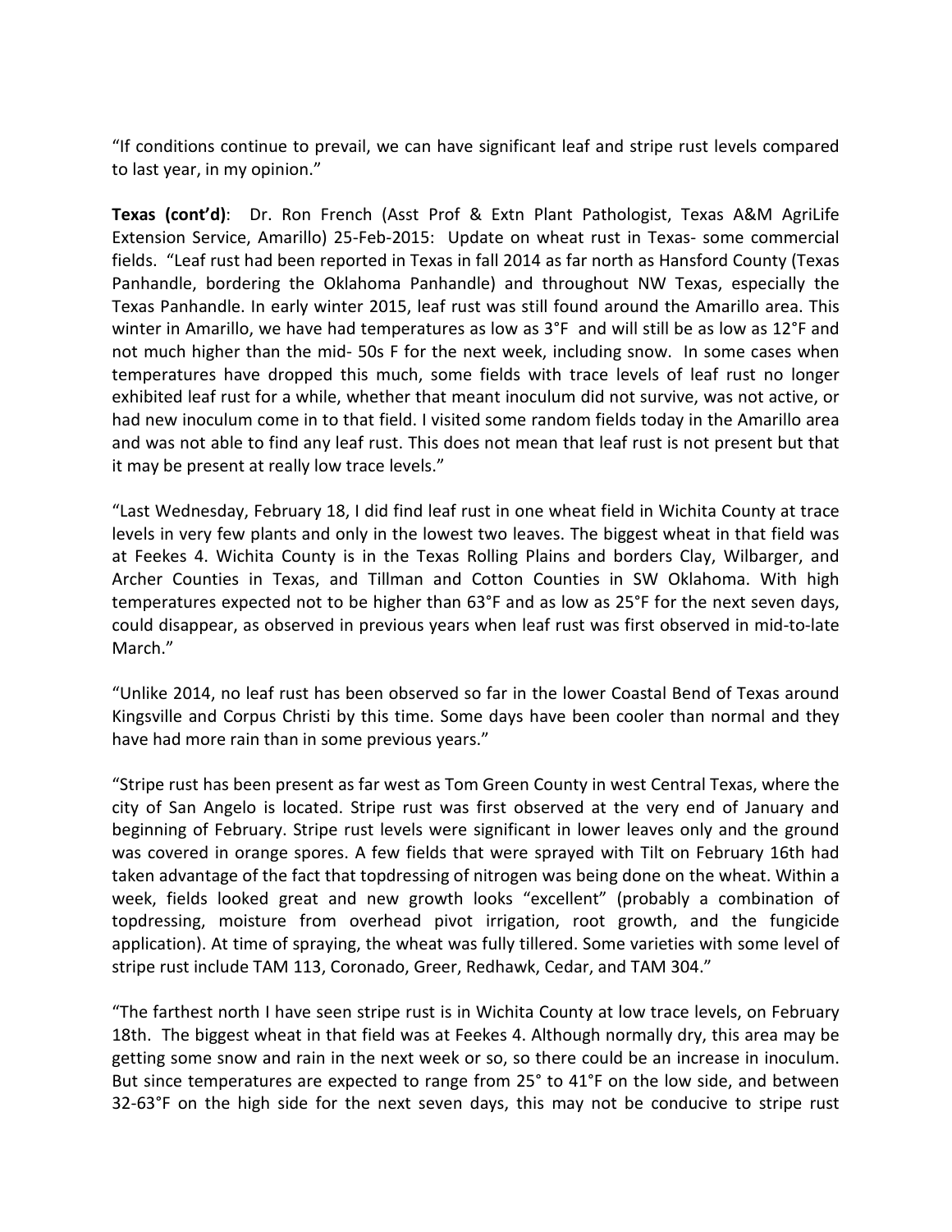"If conditions continue to prevail, we can have significant leaf and stripe rust levels compared to last year, in my opinion."

**Texas (cont'd)**: Dr. Ron French (Asst Prof & Extn Plant Pathologist, Texas A&M AgriLife Extension Service, Amarillo) 25-Feb-2015: Update on wheat rust in Texas- some commercial fields. "Leaf rust had been reported in Texas in fall 2014 as far north as Hansford County (Texas Panhandle, bordering the Oklahoma Panhandle) and throughout NW Texas, especially the Texas Panhandle. In early winter 2015, leaf rust was still found around the Amarillo area. This winter in Amarillo, we have had temperatures as low as 3°F and will still be as low as 12°F and not much higher than the mid- 50s F for the next week, including snow. In some cases when temperatures have dropped this much, some fields with trace levels of leaf rust no longer exhibited leaf rust for a while, whether that meant inoculum did not survive, was not active, or had new inoculum come in to that field. I visited some random fields today in the Amarillo area and was not able to find any leaf rust. This does not mean that leaf rust is not present but that it may be present at really low trace levels."

"Last Wednesday, February 18, I did find leaf rust in one wheat field in Wichita County at trace levels in very few plants and only in the lowest two leaves. The biggest wheat in that field was at Feekes 4. Wichita County is in the Texas Rolling Plains and borders Clay, Wilbarger, and Archer Counties in Texas, and Tillman and Cotton Counties in SW Oklahoma. With high temperatures expected not to be higher than 63°F and as low as 25°F for the next seven days, could disappear, as observed in previous years when leaf rust was first observed in mid-to-late March."

"Unlike 2014, no leaf rust has been observed so far in the lower Coastal Bend of Texas around Kingsville and Corpus Christi by this time. Some days have been cooler than normal and they have had more rain than in some previous years."

"Stripe rust has been present as far west as Tom Green County in west Central Texas, where the city of San Angelo is located. Stripe rust was first observed at the very end of January and beginning of February. Stripe rust levels were significant in lower leaves only and the ground was covered in orange spores. A few fields that were sprayed with Tilt on February 16th had taken advantage of the fact that topdressing of nitrogen was being done on the wheat. Within a week, fields looked great and new growth looks "excellent" (probably a combination of topdressing, moisture from overhead pivot irrigation, root growth, and the fungicide application). At time of spraying, the wheat was fully tillered. Some varieties with some level of stripe rust include TAM 113, Coronado, Greer, Redhawk, Cedar, and TAM 304."

"The farthest north I have seen stripe rust is in Wichita County at low trace levels, on February 18th. The biggest wheat in that field was at Feekes 4. Although normally dry, this area may be getting some snow and rain in the next week or so, so there could be an increase in inoculum. But since temperatures are expected to range from 25° to 41°F on the low side, and between 32-63°F on the high side for the next seven days, this may not be conducive to stripe rust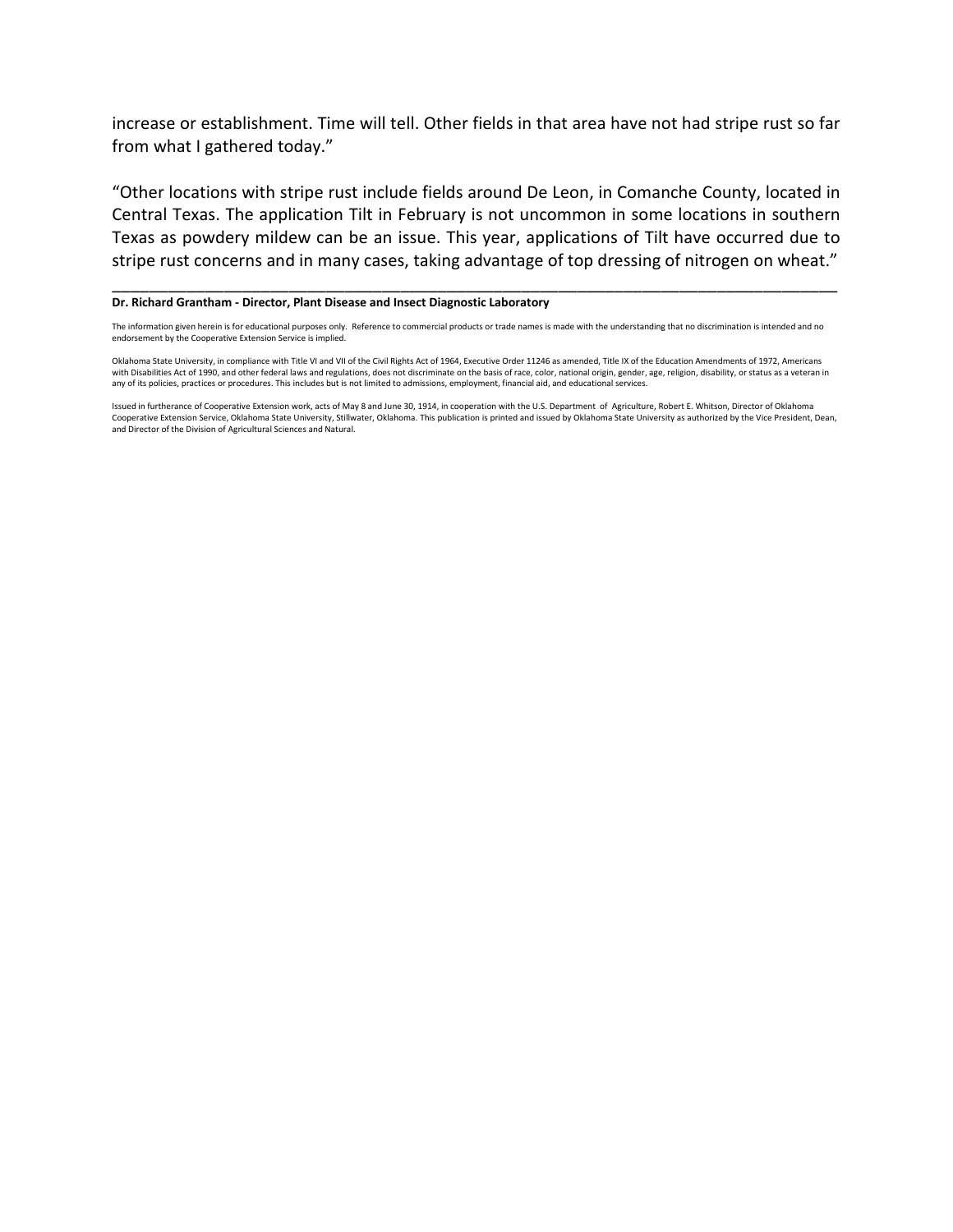increase or establishment. Time will tell. Other fields in that area have not had stripe rust so far from what I gathered today."

"Other locations with stripe rust include fields around De Leon, in Comanche County, located in Central Texas. The application Tilt in February is not uncommon in some locations in southern Texas as powdery mildew can be an issue. This year, applications of Tilt have occurred due to stripe rust concerns and in many cases, taking advantage of top dressing of nitrogen on wheat."

---

**Dr. Richard Grantham - Director, Plant Disease and Insect Diagnostic Laboratory**

The information given herein is for educational purposes only. Reference to commercial products or trade names is made with the understanding that no discrimination is intended and no endorsement by the Cooperative Extension Service is implied.

Oklahoma State University, in compliance with Title VI and VII of the Civil Rights Act of 1964, Executive Order 11246 as amended, Title IX of the Education Amendments of 1972, Americans with Disabilities Act of 1990, and other federal laws and regulations, does not discriminate on the basis of race, color, national origin, gender, age, religion, disability, or status as a veteran in any of its policies, practices or procedures. This includes but is not limited to admissions, employment, financial aid, and educational services.

Issued in furtherance of Cooperative Extension work, acts of May 8 and June 30, 1914, in cooperation with the U.S. Department of Agriculture, Robert E. Whitson, Director of Oklahoma Cooperative Extension Service, Oklahoma State University, Stillwater, Oklahoma. This publication is printed and issued by Oklahoma State University as authorized by the Vice President, Dean, and Director of the Division of Agricultural Sciences and Natural.